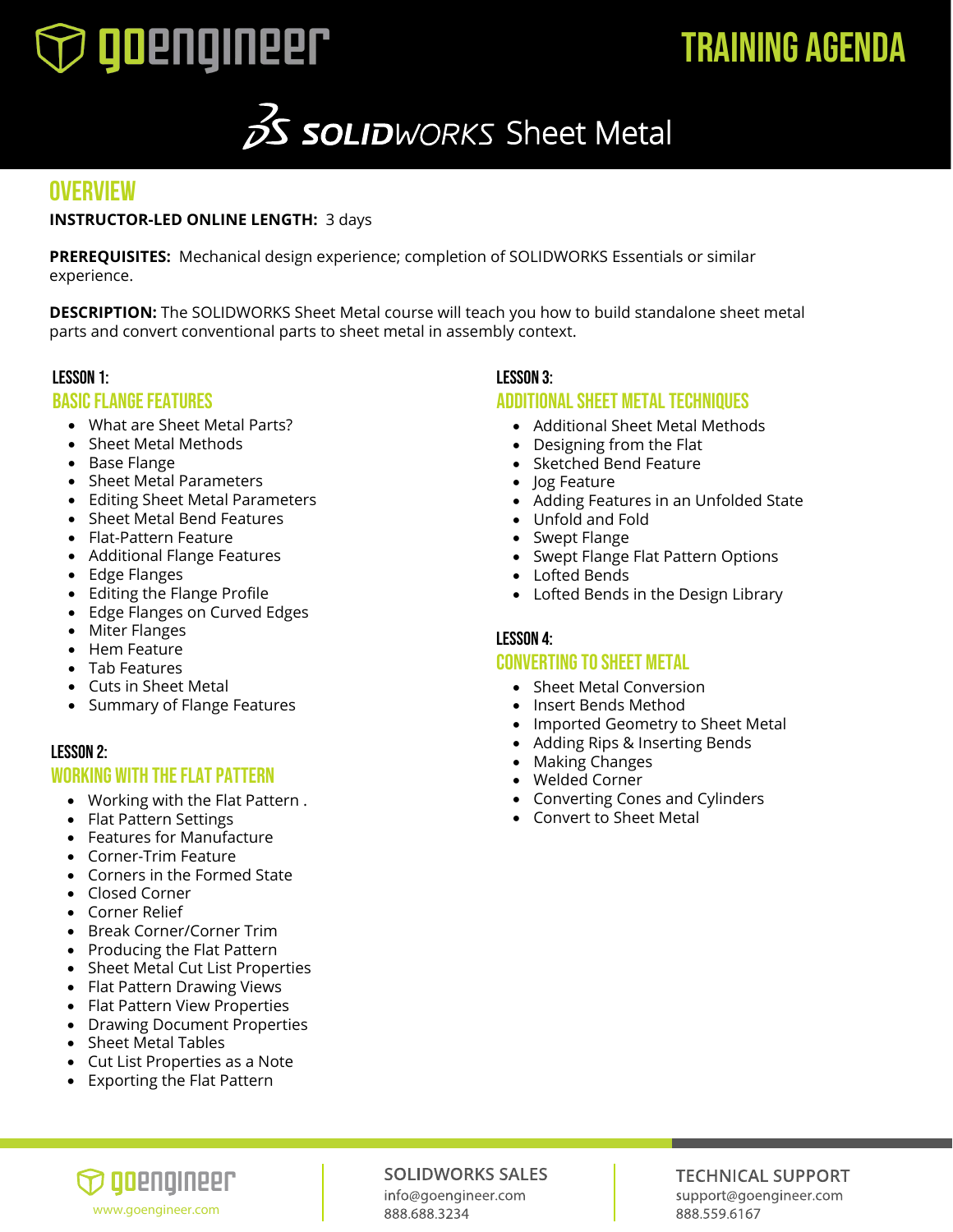# TRAINING AGENDA

## SOLIDWORKS Sheet Metal

## OVERVIEW

**INSTRUCTOR-LED ONLINE LENGTH:** 3 days

**PREREQUISITES:** Mechanical design experience; completion of SOLIDWORKS Essentials or similar experience.

**DESCRIPTION:** The SOLIDWORKS Sheet Metal course will teach you how to build standalone sheet metal parts and convert conventional parts to sheet metal in assembly context.

### LESSON 1:
### BASIC FLANGE FEATURES

- What are Sheet Metal Parts?
- Sheet Metal Methods
- Base Flange
- Sheet Metal Parameters
- Editing Sheet Metal Parameters
- Sheet Metal Bend Features
- Flat-Pattern Feature
- Additional Flange Features
- Edge Flanges
- Editing the Flange Profile
- Edge Flanges on Curved Edges
- Miter Flanges
- Hem Feature
- Tab Features
- Cuts in Sheet Metal
- Summary of Flange Features

### LESSON 2:
### WORKING WITH THE FLAT PATTERN

- Working with the Flat Pattern .
- Flat Pattern Settings
- Features for Manufacture
- Corner-Trim Feature
- Corners in the Formed State
- Closed Corner
- Corner Relief
- Break Corner/Corner Trim
- Producing the Flat Pattern
- Sheet Metal Cut List Properties
- Flat Pattern Drawing Views
- Flat Pattern View Properties
- Drawing Document Properties
- Sheet Metal Tables
- Cut List Properties as a Note
- Exporting the Flat Pattern

### LESSON 3:
### ADDITIONAL SHEET METAL TECHNIQUES

- Additional Sheet Metal Methods
- Designing from the Flat
- Sketched Bend Feature
- Jog Feature
- Adding Features in an Unfolded State
- Unfold and Fold
- Swept Flange
- Swept Flange Flat Pattern Options
- Lofted Bends
- Lofted Bends in the Design Library

### LESSON 4:
### CONVERTING TO SHEET METAL

- Sheet Metal Conversion
- Insert Bends Method
- Imported Geometry to Sheet Metal
- Adding Rips & Inserting Bends
- Making Changes
- Welded Corner
- Converting Cones and Cylinders
- Convert to Sheet Metal

www.goengineer.com

**SOLIDWORKS SALES**
info@goengineer.com
888.688.3234

**TECHNICAL SUPPORT**
support@goengineer.com
888.559.6167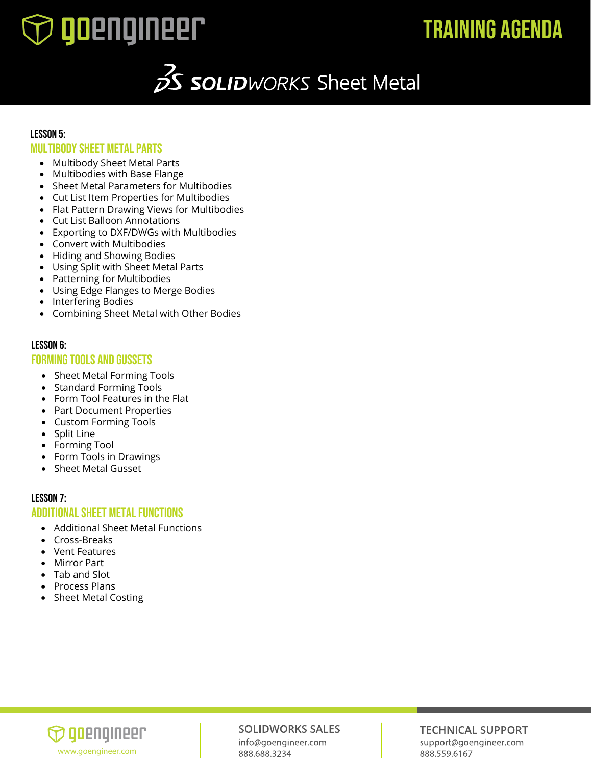# SOLIDWORKS Sheet Metal

## Training Agenda

### Lesson 5:

### Multibody Sheet Metal Parts

- Multibody Sheet Metal Parts
- Multibodies with Base Flange
- Sheet Metal Parameters for Multibodies
- Cut List Item Properties for Multibodies
- Flat Pattern Drawing Views for Multibodies
- Cut List Balloon Annotations
- Exporting to DXF/DWGs with Multibodies
- Convert with Multibodies
- Hiding and Showing Bodies
- Using Split with Sheet Metal Parts
- Patterning for Multibodies
- Using Edge Flanges to Merge Bodies
- Interfering Bodies
- Combining Sheet Metal with Other Bodies

### Lesson 6:

### Forming Tools and Gussets

- Sheet Metal Forming Tools
- Standard Forming Tools
- Form Tool Features in the Flat
- Part Document Properties
- Custom Forming Tools
- Split Line
- Forming Tool
- Form Tools in Drawings
- Sheet Metal Gusset

### Lesson 7:

### Additional Sheet Metal Functions

- Additional Sheet Metal Functions
- Cross-Breaks
- Vent Features
- Mirror Part
- Tab and Slot
- Process Plans
- Sheet Metal Costing

goengineer
www.goengineer.com

SOLIDWORKS SALES
info@goengineer.com
888.688.3234

TECHNICAL SUPPORT
support@goengineer.com
888.559.6167